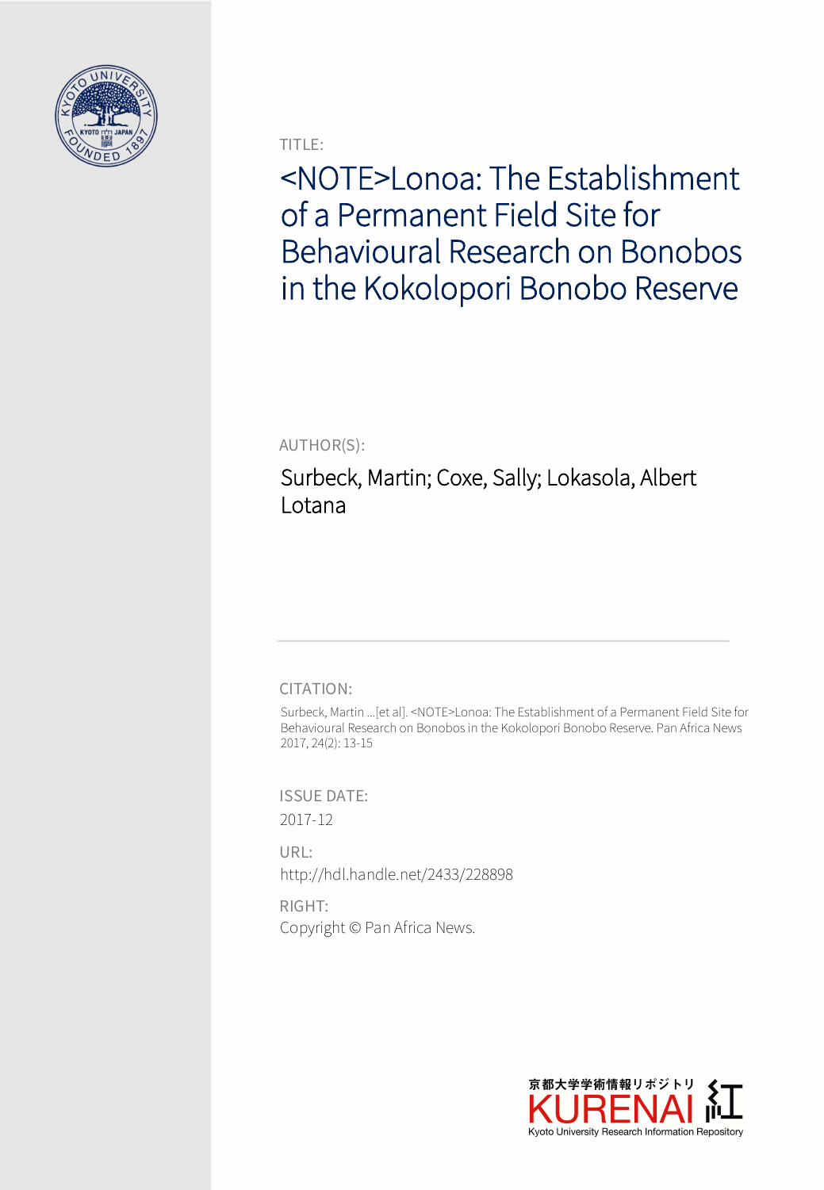TITLE:

# <NOTE>Lonoa: The Establishment of a Permanent Field Site for Behavioural Research on Bonobos in the Kokolopori Bonobo Reserve

AUTHOR(S):

Surbeck, Martin; Coxe, Sally; Lokasola, Albert Lotana

CITATION:

Surbeck, Martin ...[et al]. <NOTE>Lonoa: The Establishment of a Permanent Field Site for Behavioural Research on Bonobos in the Kokolopori Bonobo Reserve. Pan Africa News 2017, 24(2): 13-15

ISSUE DATE:

2017-12

URL:

http://hdl.handle.net/2433/228898

RIGHT:

Copyright © Pan Africa News.

京都大学学術情報リポジトリ KURENAI 紅

Kyoto University Research Information Repository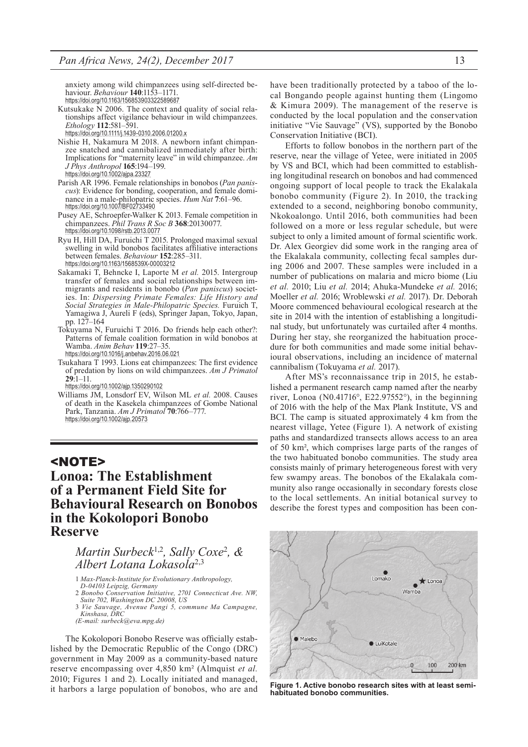anxiety among wild chimpanzees using self-directed behaviour. *Behaviour* **140**:1153–1171. https://doi.org/10.1163/156853903322589687

Kutsukake N 2006. The context and quality of social relationships affect vigilance behaviour in wild chimpanzees. *Ethology* **112**:581–591. https://doi.org/10.1111/j.1439-0310.2006.01200.x

Nishie H, Nakamura M 2018. A newborn infant chimpanzee snatched and cannibalized immediately after birth: Implications for "maternity leave" in wild chimpanzee. *Am J Phys Anthropol* **165**:194–199. https://doi.org/10.1002/ajpa.23327

Parish AR 1996. Female relationships in bonobos (*Pan paniscus*): Evidence for bonding, cooperation, and female dominance in a male-philopatric species. *Hum Nat* **7**:61–96. https://doi.org/10.1007/BF02733490

Pusey AE, Schroepfer-Walker K 2013. Female competition in chimpanzees. *Phil Trans R Soc B* **368**:20130077. https://doi.org/10.1098/rstb.2013.0077

Ryu H, Hill DA, Furuichi T 2015. Prolonged maximal sexual swelling in wild bonobos facilitates affiliative interactions between females. *Behaviour* **152**:285–311. https://doi.org/10.1163/1568539X-00003212

Sakamaki T, Behncke I, Laporte M *et al.* 2015. Intergroup transfer of females and social relationships between immigrants and residents in bonobo (*Pan paniscus*) societies. In: *Dispersing Primate Females: Life History and Social Strategies in Male-Philopatric Species.* Furuich T, Yamagiwa J, Aureli F (eds), Springer Japan, Tokyo, Japan, pp. 127–164

Tokuyama N, Furuichi T 2016. Do friends help each other?: Patterns of female coalition formation in wild bonobos at Wamba. *Anim Behav* **119**:27–35. https://doi.org/10.1016/j.anbehav.2016.06.021

Tsukahara T 1993. Lions eat chimpanzees: The first evidence of predation by lions on wild chimpanzees. *Am J Primatol* **29**:1–11. https://doi.org/10.1002/ajp.1350290102

Williams JM, Lonsdorf EV, Wilson ML *et al.* 2008. Causes of death in the Kasekela chimpanzees of Gombe National Park, Tanzania. *Am J Primatol* **70**:766–777. https://doi.org/10.1002/ajp.20573

## <NOTE>

# Lonoa: The Establishment of a Permanent Field Site for Behavioural Research on Bonobos in the Kokolopori Bonobo Reserve

*Martin Surbeck*[1,2], *Sally Coxe*[2], *& Albert Lotana Lokasola*[2,3]

1 *Max-Planck-Institute for Evolutionary Anthropology, D-04103 Leipzig, Germany*
2 *Bonobo Conservation Initiative, 2701 Connecticut Ave. NW, Suite 702, Washington DC 20008, US*
3 *Vie Sauvage, Avenue Pangi 5, commune Ma Campagne, Kinshasa, DRC*
*(E-mail: surbeck@eva.mpg.de)*

The Kokolopori Bonobo Reserve was officially established by the Democratic Republic of the Congo (DRC) government in May 2009 as a community-based nature reserve encompassing over 4,850 km² (Almquist *et al.* 2010; Figures 1 and 2). Locally initiated and managed, it harbors a large population of bonobos, who are and have been traditionally protected by a taboo of the local Bongando people against hunting them (Lingomo & Kimura 2009). The management of the reserve is conducted by the local population and the conservation initiative "Vie Sauvage" (VS), supported by the Bonobo Conservation Initiative (BCI).

Efforts to follow bonobos in the northern part of the reserve, near the village of Yetee, were initiated in 2005 by VS and BCI, which had been committed to establishing longitudinal research on bonobos and had commenced ongoing support of local people to track the Ekalakala bonobo community (Figure 2). In 2010, the tracking extended to a second, neighboring bonobo community, Nkokoalongo. Until 2016, both communities had been followed on a more or less regular schedule, but were subject to only a limited amount of formal scientific work. Dr. Alex Georgiev did some work in the ranging area of the Ekalakala community, collecting fecal samples during 2006 and 2007. These samples were included in a number of publications on malaria and micro biome (Liu *et al.* 2010; Liu *et al.* 2014; Ahuka-Mundeke *et al.* 2016; Moeller *et al.* 2016; Wroblewski *et al.* 2017). Dr. Deborah Moore commenced behavioural ecological research at the site in 2014 with the intention of establishing a longitudinal study, but unfortunately was curtailed after 4 months. During her stay, she reorganized the habituation procedure for both communities and made some initial behavioural observations, including an incidence of maternal cannibalism (Tokuyama *et al.* 2017).

After MS's reconnaissance trip in 2015, he established a permanent research camp named after the nearby river, Lonoa (N0.41716°, E22.97552°), in the beginning of 2016 with the help of the Max Plank Institute, VS and BCI. The camp is situated approximately 4 km from the nearest village, Yetee (Figure 1). A network of existing paths and standardized transects allows access to an area of 50 km², which comprises large parts of the ranges of the two habituated bonobo communities. The study area consists mainly of primary heterogeneous forest with very few swampy areas. The bonobos of the Ekalakala community also range occasionally in secondary forests close to the local settlements. An initial botanical survey to describe the forest types and composition has been con-

**Figure 1. Active bonobo research sites with at least semi-habituated bonobo communities.**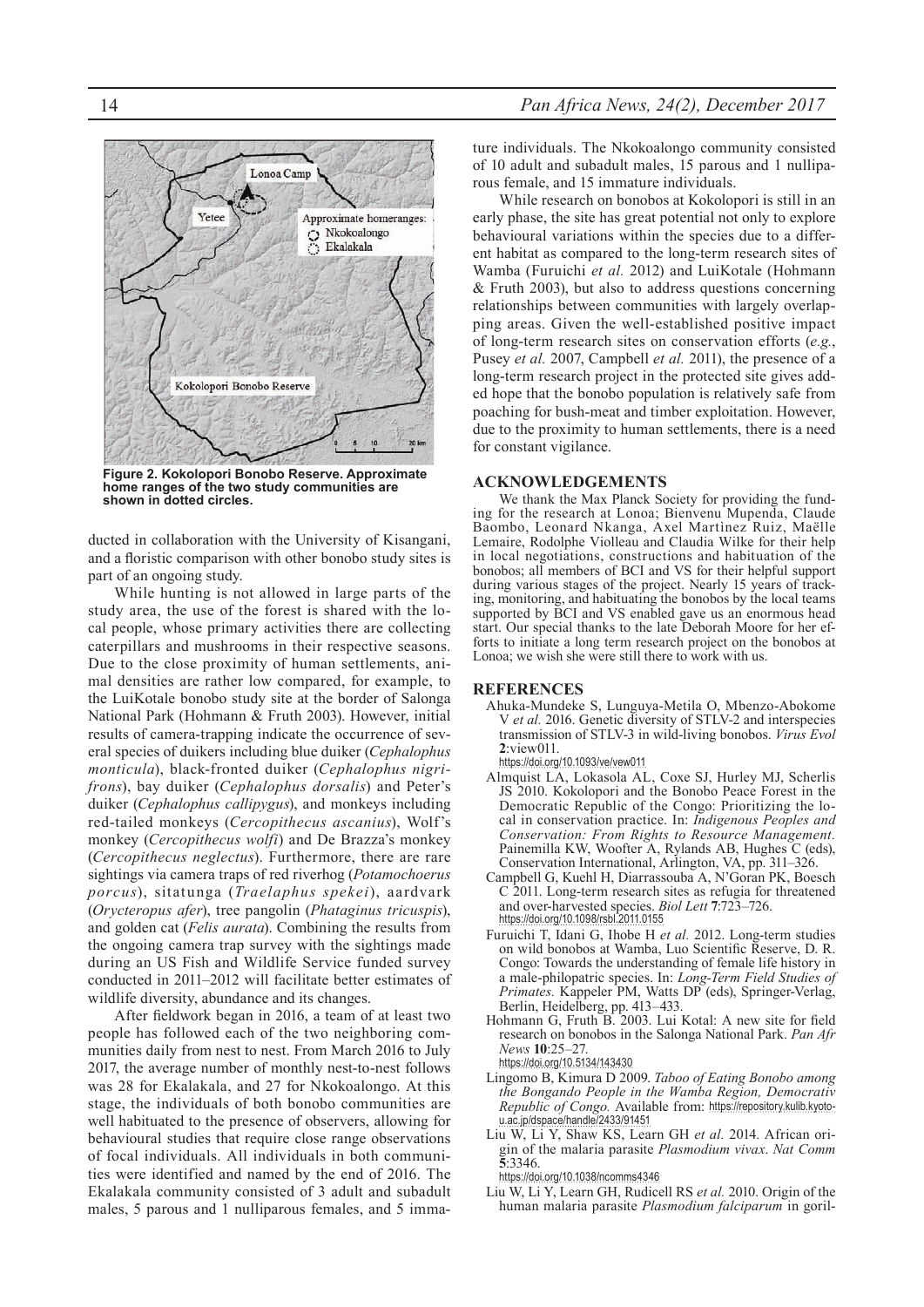Figure 2. Kokolopori Bonobo Reserve. Approximate home ranges of the two study communities are shown in dotted circles.

ducted in collaboration with the University of Kisangani, and a floristic comparison with other bonobo study sites is part of an ongoing study.

While hunting is not allowed in large parts of the study area, the use of the forest is shared with the local people, whose primary activities there are collecting caterpillars and mushrooms in their respective seasons. Due to the close proximity of human settlements, animal densities are rather low compared, for example, to the LuiKotale bonobo study site at the border of Salonga National Park (Hohmann & Fruth 2003). However, initial results of camera-trapping indicate the occurrence of several species of duikers including blue duiker (*Cephalophus monticula*), black-fronted duiker (*Cephalophus nigrifrons*), bay duiker (*Cephalophus dorsalis*) and Peter's duiker (*Cephalophus callipygus*), and monkeys including red-tailed monkeys (*Cercopithecus ascanius*), Wolf's monkey (*Cercopithecus wolfi*) and De Brazza's monkey (*Cercopithecus neglectus*). Furthermore, there are rare sightings via camera traps of red riverhog (*Potamochoerus porcus*), sitatunga (*Traelaphus spekei*), aardvark (*Orycteropus afer*), tree pangolin (*Phataginus tricuspis*), and golden cat (*Felis aurata*). Combining the results from the ongoing camera trap survey with the sightings made during an US Fish and Wildlife Service funded survey conducted in 2011–2012 will facilitate better estimates of wildlife diversity, abundance and its changes.

After fieldwork began in 2016, a team of at least two people has followed each of the two neighboring communities daily from nest to nest. From March 2016 to July 2017, the average number of monthly nest-to-nest follows was 28 for Ekalakala, and 27 for Nkokoalongo. At this stage, the individuals of both bonobo communities are well habituated to the presence of observers, allowing for behavioural studies that require close range observations of focal individuals. All individuals in both communities were identified and named by the end of 2016. The Ekalakala community consisted of 3 adult and subadult males, 5 parous and 1 nulliparous females, and 5 immature individuals. The Nkokoalongo community consisted of 10 adult and subadult males, 15 parous and 1 nulliparous female, and 15 immature individuals.

While research on bonobos at Kokolopori is still in an early phase, the site has great potential not only to explore behavioural variations within the species due to a different habitat as compared to the long-term research sites of Wamba (Furuichi *et al.* 2012) and LuiKotale (Hohmann & Fruth 2003), but also to address questions concerning relationships between communities with largely overlapping areas. Given the well-established positive impact of long-term research sites on conservation efforts (*e.g.*, Pusey *et al.* 2007, Campbell *et al.* 2011), the presence of a long-term research project in the protected site gives added hope that the bonobo population is relatively safe from poaching for bush-meat and timber exploitation. However, due to the proximity to human settlements, there is a need for constant vigilance.

## ACKNOWLEDGEMENTS

We thank the Max Planck Society for providing the funding for the research at Lonoa; Bienvenu Mupenda, Claude Baombo, Leonard Nkanga, Axel Martinez Ruiz, Maëlle Lemaire, Rodolphe Violleau and Claudia Wilke for their help in local negotiations, constructions and habituation of the bonobos; all members of BCI and VS for their helpful support during various stages of the project. Nearly 15 years of tracking, monitoring, and habituating the bonobos by the local teams supported by BCI and VS enabled gave us an enormous head start. Our special thanks to the late Deborah Moore for her efforts to initiate a long term research project on the bonobos at Lonoa; we wish she were still there to work with us.

## REFERENCES

Ahuka-Mundeke S, Lunguya-Metila O, Mbenzo-Abokome V *et al.* 2016. Genetic diversity of STLV-2 and interspecies transmission of STLV-3 in wild-living bonobos. *Virus Evol* **2**:view011. https://doi.org/10.1093/ve/vew011

Almquist LA, Lokasola AL, Coxe SJ, Hurley MJ, Scherlis JS 2010. Kokolopori and the Bonobo Peace Forest in the Democratic Republic of the Congo: Prioritizing the local in conservation practice. In: *Indigenous Peoples and Conservation: From Rights to Resource Management.* Painemilla KW, Woofter A, Rylands AB, Hughes C (eds), Conservation International, Arlington, VA, pp. 311–326.

Campbell G, Kuehl H, Diarrassouba A, N'Goran PK, Boesch C 2011. Long-term research sites as refugia for threatened and over-harvested species. *Biol Lett* **7**:723–726. https://doi.org/10.1098/rsbl.2011.0155

Furuichi T, Idani G, Ihobe H *et al.* 2012. Long-term studies on wild bonobos at Wamba, Luo Scientific Reserve, D. R. Congo: Towards the understanding of female life history in a male-philopatric species. In: *Long-Term Field Studies of Primates.* Kappeler PM, Watts DP (eds), Springer-Verlag, Berlin, Heidelberg, pp. 413–433.

Hohmann G, Fruth B. 2003. Lui Kotal: A new site for field research on bonobos in the Salonga National Park. *Pan Afr News* **10**:25–27. https://doi.org/10.5134/143430

Lingomo B, Kimura D 2009. *Taboo of Eating Bonobo among the Bongando People in the Wamba Region, Democrativ Republic of Congo.* Available from: https://repository.kulib.kyoto-u.ac.jp/dspace/handle/2433/91451

Liu W, Li Y, Shaw KS, Learn GH *et al.* 2014. African origin of the malaria parasite *Plasmodium vivax*. *Nat Comm* **5**:3346. https://doi.org/10.1038/ncomms4346

Liu W, Li Y, Learn GH, Rudicell RS *et al.* 2010. Origin of the human malaria parasite *Plasmodium falciparum* in goril-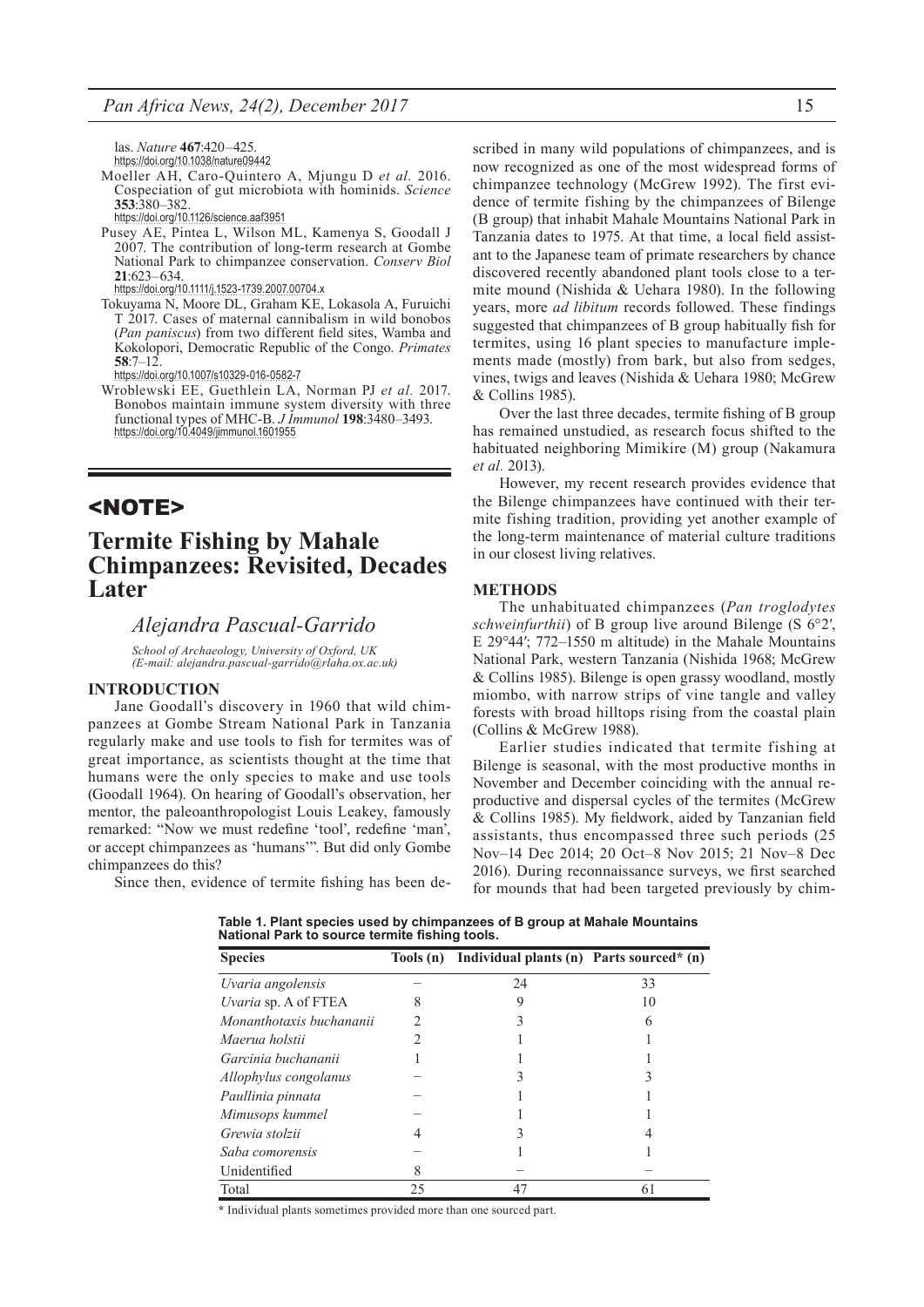las. *Nature* **467**:420–425.
https://doi.org/10.1038/nature09442

Moeller AH, Caro-Quintero A, Mjungu D *et al.* 2016. Cospeciation of gut microbiota with hominids. *Science* **353**:380–382.
https://doi.org/10.1126/science.aaf3951

Pusey AE, Pintea L, Wilson ML, Kamenya S, Goodall J 2007. The contribution of long-term research at Gombe National Park to chimpanzee conservation. *Conserv Biol* **21**:623–634.
https://doi.org/10.1111/j.1523-1739.2007.00704.x

Tokuyama N, Moore DL, Graham KE, Lokasola A, Furuichi T 2017. Cases of maternal cannibalism in wild bonobos (*Pan paniscus*) from two different field sites, Wamba and Kokolopori, Democratic Republic of the Congo. *Primates* **58**:7–12.
https://doi.org/10.1007/s10329-016-0582-7

Wroblewski EE, Guethlein LA, Norman PJ *et al.* 2017. Bonobos maintain immune system diversity with three functional types of MHC-B. *J Immunol* **198**:3480–3493.
https://doi.org/10.4049/jimmunol.1601955

## <NOTE>

# Termite Fishing by Mahale Chimpanzees: Revisited, Decades Later

*Alejandra Pascual-Garrido*

*School of Archaeology, University of Oxford, UK (E-mail: alejandra.pascual-garrido@rlaha.ox.ac.uk)*

### INTRODUCTION

Jane Goodall's discovery in 1960 that wild chimpanzees at Gombe Stream National Park in Tanzania regularly make and use tools to fish for termites was of great importance, as scientists thought at the time that humans were the only species to make and use tools (Goodall 1964). On hearing of Goodall's observation, her mentor, the paleoanthropologist Louis Leakey, famously remarked: "Now we must redefine 'tool', redefine 'man', or accept chimpanzees as 'humans'". But did only Gombe chimpanzees do this?

Since then, evidence of termite fishing has been described in many wild populations of chimpanzees, and is now recognized as one of the most widespread forms of chimpanzee technology (McGrew 1992). The first evidence of termite fishing by the chimpanzees of Bilenge (B group) that inhabit Mahale Mountains National Park in Tanzania dates to 1975. At that time, a local field assistant to the Japanese team of primate researchers by chance discovered recently abandoned plant tools close to a termite mound (Nishida & Uehara 1980). In the following years, more *ad libitum* records followed. These findings suggested that chimpanzees of B group habitually fish for termites, using 16 plant species to manufacture implements made (mostly) from bark, but also from sedges, vines, twigs and leaves (Nishida & Uehara 1980; McGrew & Collins 1985).

Over the last three decades, termite fishing of B group has remained unstudied, as research focus shifted to the habituated neighboring Mimikire (M) group (Nakamura *et al.* 2013).

However, my recent research provides evidence that the Bilenge chimpanzees have continued with their termite fishing tradition, providing yet another example of the long-term maintenance of material culture traditions in our closest living relatives.

### METHODS

The unhabituated chimpanzees (*Pan troglodytes schweinfurthii*) of B group live around Bilenge (S 6°2′, E 29°44′; 772–1550 m altitude) in the Mahale Mountains National Park, western Tanzania (Nishida 1968; McGrew & Collins 1985). Bilenge is open grassy woodland, mostly miombo, with narrow strips of vine tangle and valley forests with broad hilltops rising from the coastal plain (Collins & McGrew 1988).

Earlier studies indicated that termite fishing at Bilenge is seasonal, with the most productive months in November and December coinciding with the annual reproductive and dispersal cycles of the termites (McGrew & Collins 1985). My fieldwork, aided by Tanzanian field assistants, thus encompassed three such periods (25 Nov–14 Dec 2014; 20 Oct–8 Nov 2015; 21 Nov–8 Dec 2016). During reconnaissance surveys, we first searched for mounds that had been targeted previously by chim-

**Table 1. Plant species used by chimpanzees of B group at Mahale Mountains National Park to source termite fishing tools.**

| Species | Tools (n) | Individual plants (n) | Parts sourced* (n) |
|---|---|---|---|
| *Uvaria angolensis* | – | 24 | 33 |
| *Uvaria* sp. A of FTEA | 8 | 9 | 10 |
| *Monanthotaxis buchananii* | 2 | 3 | 6 |
| *Maerua holstii* | 2 | 1 | 1 |
| *Garcinia buchananii* | 1 | 1 | 1 |
| *Allophylus congolanus* | – | 3 | 3 |
| *Paullinia pinnata* | – | 1 | 1 |
| *Mimusops kummel* | – | 1 | 1 |
| *Grewia stolzii* | 4 | 3 | 4 |
| *Saba comorensis* | – | 1 | 1 |
| Unidentified | 8 | – | – |
| Total | 25 | 47 | 61 |

\* Individual plants sometimes provided more than one sourced part.